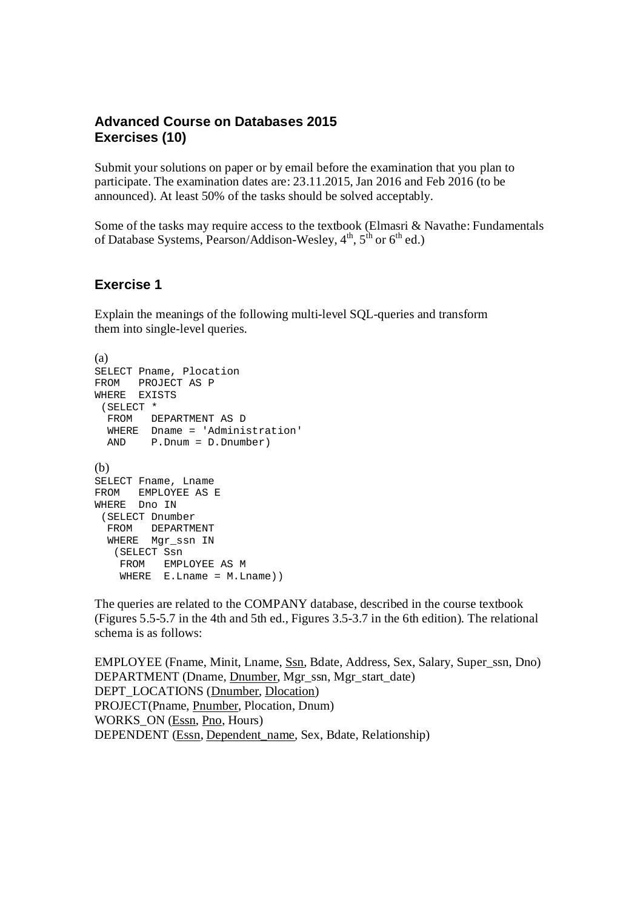## Advanced Course on Databases 2015
## Exercises (10)

Submit your solutions on paper or by email before the examination that you plan to participate. The examination dates are: 23.11.2015, Jan 2016 and Feb 2016 (to be announced). At least 50% of the tasks should be solved acceptably.

Some of the tasks may require access to the textbook (Elmasri & Navathe: Fundamentals of Database Systems, Pearson/Addison-Wesley, 4th, 5th or 6th ed.)

## Exercise 1

Explain the meanings of the following multi-level SQL-queries and transform them into single-level queries.

(a)

```
SELECT Pname, Plocation
FROM   PROJECT AS P
WHERE  EXISTS
 (SELECT *
  FROM   DEPARTMENT AS D
  WHERE  Dname = 'Administration'
  AND    P.Dnum = D.Dnumber)
```

(b)

```
SELECT Fname, Lname
FROM   EMPLOYEE AS E
WHERE  Dno IN
 (SELECT Dnumber
  FROM   DEPARTMENT
  WHERE  Mgr_ssn IN
   (SELECT Ssn
    FROM   EMPLOYEE AS M
    WHERE  E.Lname = M.Lname))
```

The queries are related to the COMPANY database, described in the course textbook (Figures 5.5-5.7 in the 4th and 5th ed., Figures 3.5-3.7 in the 6th edition). The relational schema is as follows:

EMPLOYEE (Fname, Minit, Lname, <u>Ssn</u>, Bdate, Address, Sex, Salary, Super_ssn, Dno)
DEPARTMENT (Dname, <u>Dnumber</u>, Mgr_ssn, Mgr_start_date)
DEPT_LOCATIONS (<u>Dnumber</u>, <u>Dlocation</u>)
PROJECT(Pname, <u>Pnumber</u>, Plocation, Dnum)
WORKS_ON (<u>Essn</u>, <u>Pno</u>, Hours)
DEPENDENT (<u>Essn</u>, <u>Dependent_name</u>, Sex, Bdate, Relationship)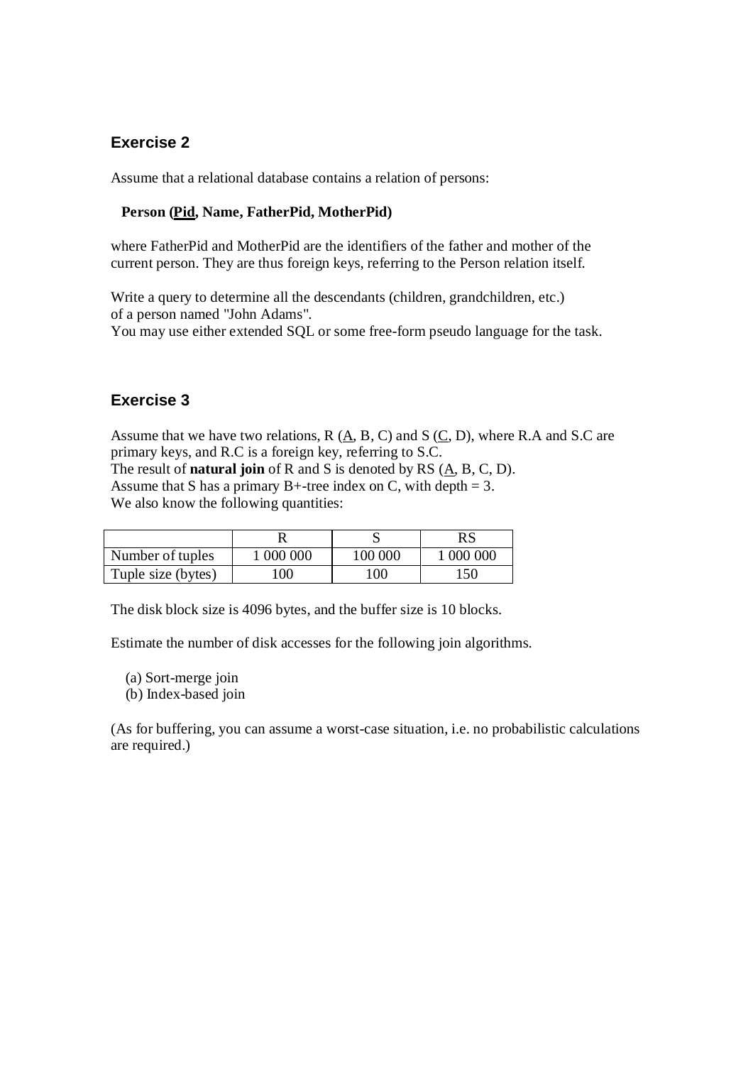## Exercise 2

Assume that a relational database contains a relation of persons:

**Person (<u>Pid</u>, Name, FatherPid, MotherPid)**

where FatherPid and MotherPid are the identifiers of the father and mother of the current person. They are thus foreign keys, referring to the Person relation itself.

Write a query to determine all the descendants (children, grandchildren, etc.) of a person named "John Adams".
You may use either extended SQL or some free-form pseudo language for the task.

## Exercise 3

Assume that we have two relations, R (<u>A</u>, B, C) and S (<u>C</u>, D), where R.A and S.C are primary keys, and R.C is a foreign key, referring to S.C.
The result of **natural join** of R and S is denoted by RS (<u>A</u>, B, C, D).
Assume that S has a primary B+-tree index on C, with depth = 3.
We also know the following quantities:

| | R | S | RS |
|---|---|---|---|
| Number of tuples | 1 000 000 | 100 000 | 1 000 000 |
| Tuple size (bytes) | 100 | 100 | 150 |

The disk block size is 4096 bytes, and the buffer size is 10 blocks.

Estimate the number of disk accesses for the following join algorithms.

(a) Sort-merge join
(b) Index-based join

(As for buffering, you can assume a worst-case situation, i.e. no probabilistic calculations are required.)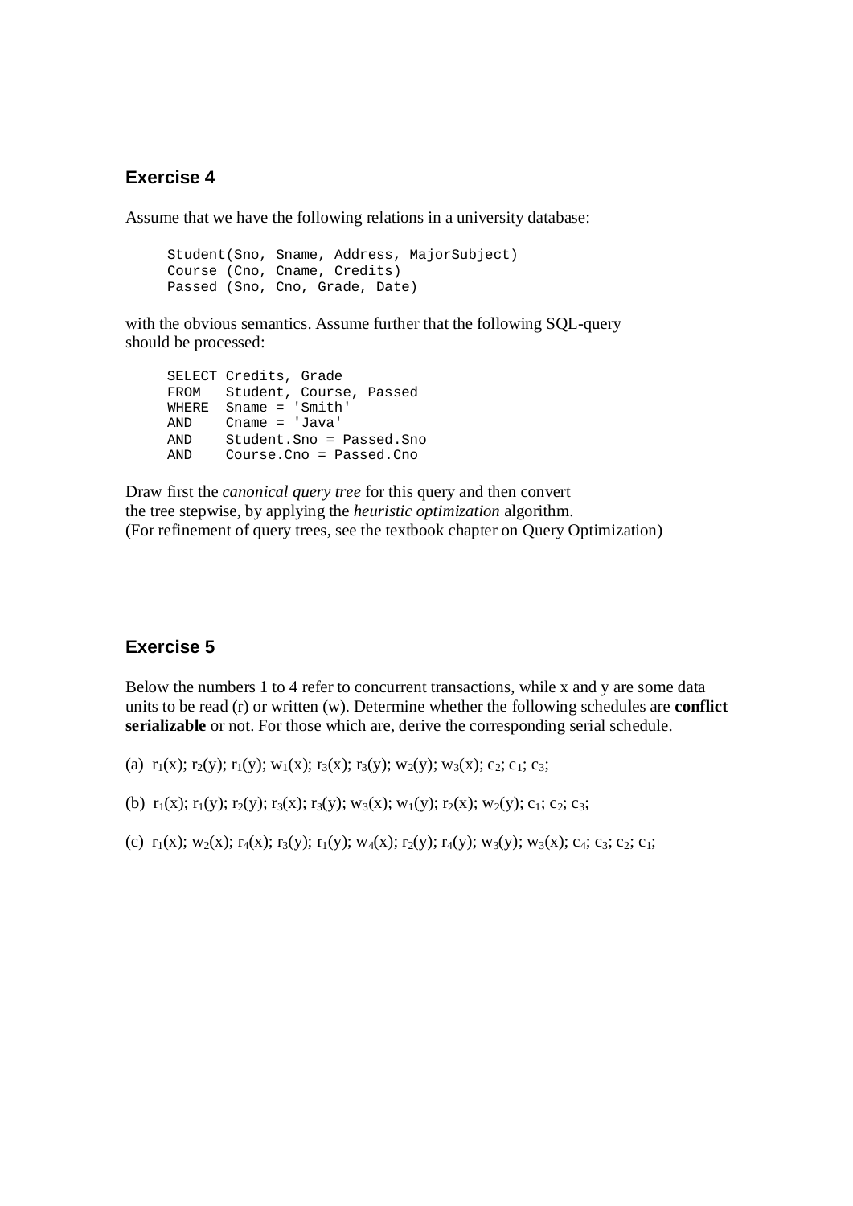### Exercise 4

Assume that we have the following relations in a university database:

```
Student(Sno, Sname, Address, MajorSubject)
Course (Cno, Cname, Credits)
Passed (Sno, Cno, Grade, Date)
```

with the obvious semantics. Assume further that the following SQL-query should be processed:

```
SELECT Credits, Grade
FROM   Student, Course, Passed
WHERE  Sname = 'Smith'
AND    Cname = 'Java'
AND    Student.Sno = Passed.Sno
AND    Course.Cno = Passed.Cno
```

Draw first the *canonical query tree* for this query and then convert the tree stepwise, by applying the *heuristic optimization* algorithm. (For refinement of query trees, see the textbook chapter on Query Optimization)

### Exercise 5

Below the numbers 1 to 4 refer to concurrent transactions, while x and y are some data units to be read (r) or written (w). Determine whether the following schedules are **conflict serializable** or not. For those which are, derive the corresponding serial schedule.

(a) $r_1(x)$; $r_2(y)$; $r_1(y)$; $w_1(x)$; $r_3(x)$; $r_3(y)$; $w_2(y)$; $w_3(x)$; $c_2$; $c_1$; $c_3$;

(b) $r_1(x)$; $r_1(y)$; $r_2(y)$; $r_3(x)$; $r_3(y)$; $w_3(x)$; $w_1(y)$; $r_2(x)$; $w_2(y)$; $c_1$; $c_2$; $c_3$;

(c) $r_1(x)$; $w_2(x)$; $r_4(x)$; $r_3(y)$; $r_1(y)$; $w_4(x)$; $r_2(y)$; $r_4(y)$; $w_3(y)$; $w_3(x)$; $c_4$; $c_3$; $c_2$; $c_1$;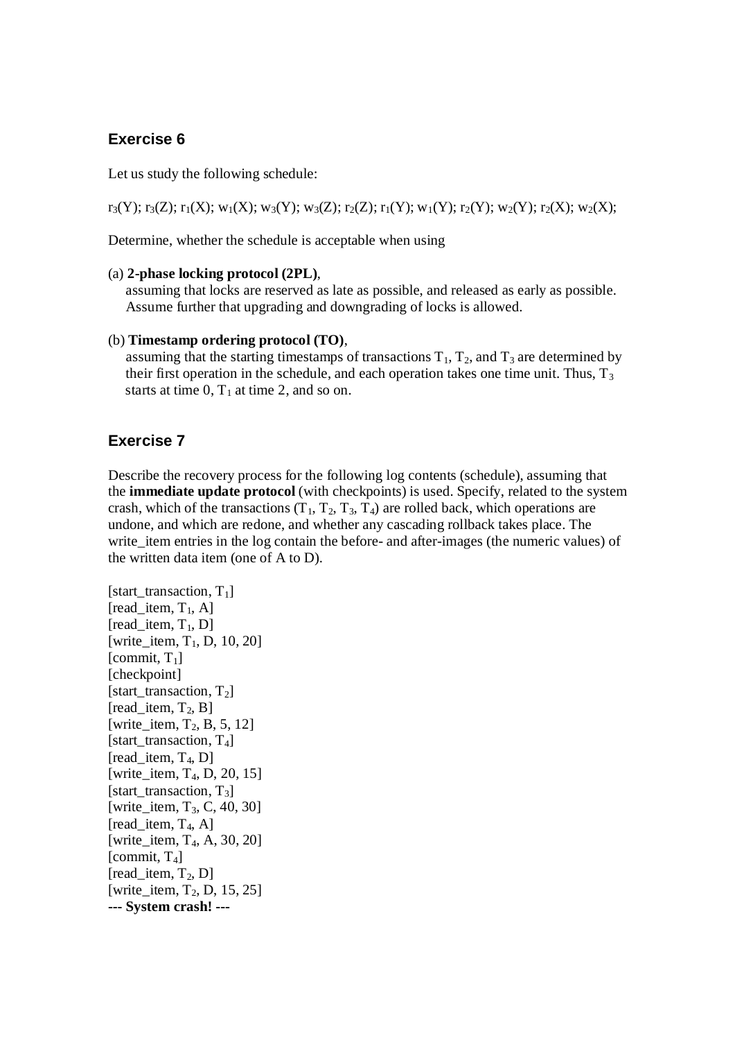## Exercise 6

Let us study the following schedule:

$r_3(Y)$; $r_3(Z)$; $r_1(X)$; $w_1(X)$; $w_3(Y)$; $w_3(Z)$; $r_2(Z)$; $r_1(Y)$; $w_1(Y)$; $r_2(Y)$; $w_2(Y)$; $r_2(X)$; $w_2(X)$;

Determine, whether the schedule is acceptable when using

(a) **2-phase locking protocol (2PL)**,
assuming that locks are reserved as late as possible, and released as early as possible. Assume further that upgrading and downgrading of locks is allowed.

(b) **Timestamp ordering protocol (TO)**,
assuming that the starting timestamps of transactions $T_1$, $T_2$, and $T_3$ are determined by their first operation in the schedule, and each operation takes one time unit. Thus, $T_3$ starts at time 0, $T_1$ at time 2, and so on.

## Exercise 7

Describe the recovery process for the following log contents (schedule), assuming that the **immediate update protocol** (with checkpoints) is used. Specify, related to the system crash, which of the transactions ($T_1$, $T_2$, $T_3$, $T_4$) are rolled back, which operations are undone, and which are redone, and whether any cascading rollback takes place. The write_item entries in the log contain the before- and after-images (the numeric values) of the written data item (one of A to D).

[start_transaction, $T_1$]
[read_item, $T_1$, A]
[read_item, $T_1$, D]
[write_item, $T_1$, D, 10, 20]
[commit, $T_1$]
[checkpoint]
[start_transaction, $T_2$]
[read_item, $T_2$, B]
[write_item, $T_2$, B, 5, 12]
[start_transaction, $T_4$]
[read_item, $T_4$, D]
[write_item, $T_4$, D, 20, 15]
[start_transaction, $T_3$]
[write_item, $T_3$, C, 40, 30]
[read_item, $T_4$, A]
[write_item, $T_4$, A, 30, 20]
[commit, $T_4$]
[read_item, $T_2$, D]
[write_item, $T_2$, D, 15, 25]
**--- System crash! ---**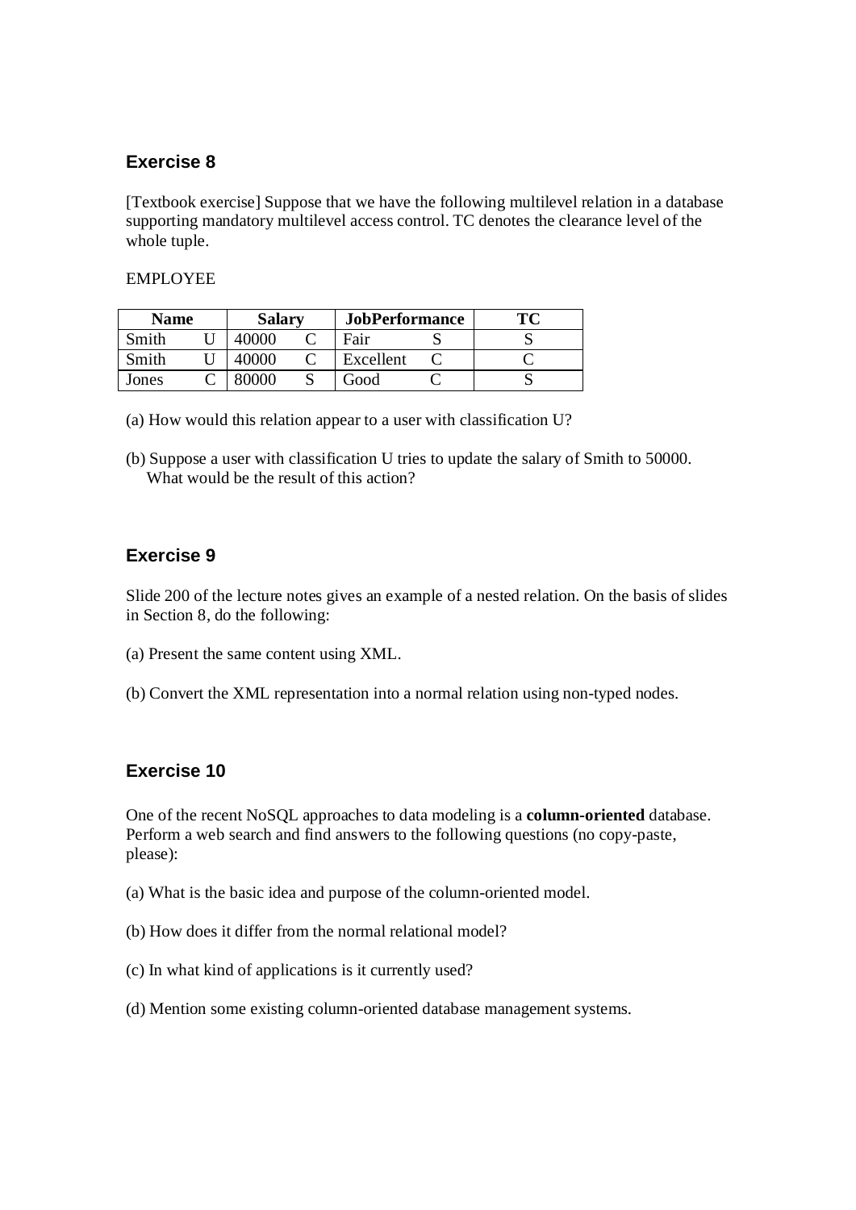### Exercise 8

[Textbook exercise] Suppose that we have the following multilevel relation in a database supporting mandatory multilevel access control. TC denotes the clearance level of the whole tuple.

EMPLOYEE

| Name | | Salary | | JobPerformance | | TC |
|---|---|---|---|---|---|---|
| Smith | U | 40000 | C | Fair | S | S |
| Smith | U | 40000 | C | Excellent | C | C |
| Jones | C | 80000 | S | Good | C | S |

(a) How would this relation appear to a user with classification U?

(b) Suppose a user with classification U tries to update the salary of Smith to 50000. What would be the result of this action?

### Exercise 9

Slide 200 of the lecture notes gives an example of a nested relation. On the basis of slides in Section 8, do the following:

(a) Present the same content using XML.

(b) Convert the XML representation into a normal relation using non-typed nodes.

### Exercise 10

One of the recent NoSQL approaches to data modeling is a **column-oriented** database. Perform a web search and find answers to the following questions (no copy-paste, please):

(a) What is the basic idea and purpose of the column-oriented model.

(b) How does it differ from the normal relational model?

(c) In what kind of applications is it currently used?

(d) Mention some existing column-oriented database management systems.